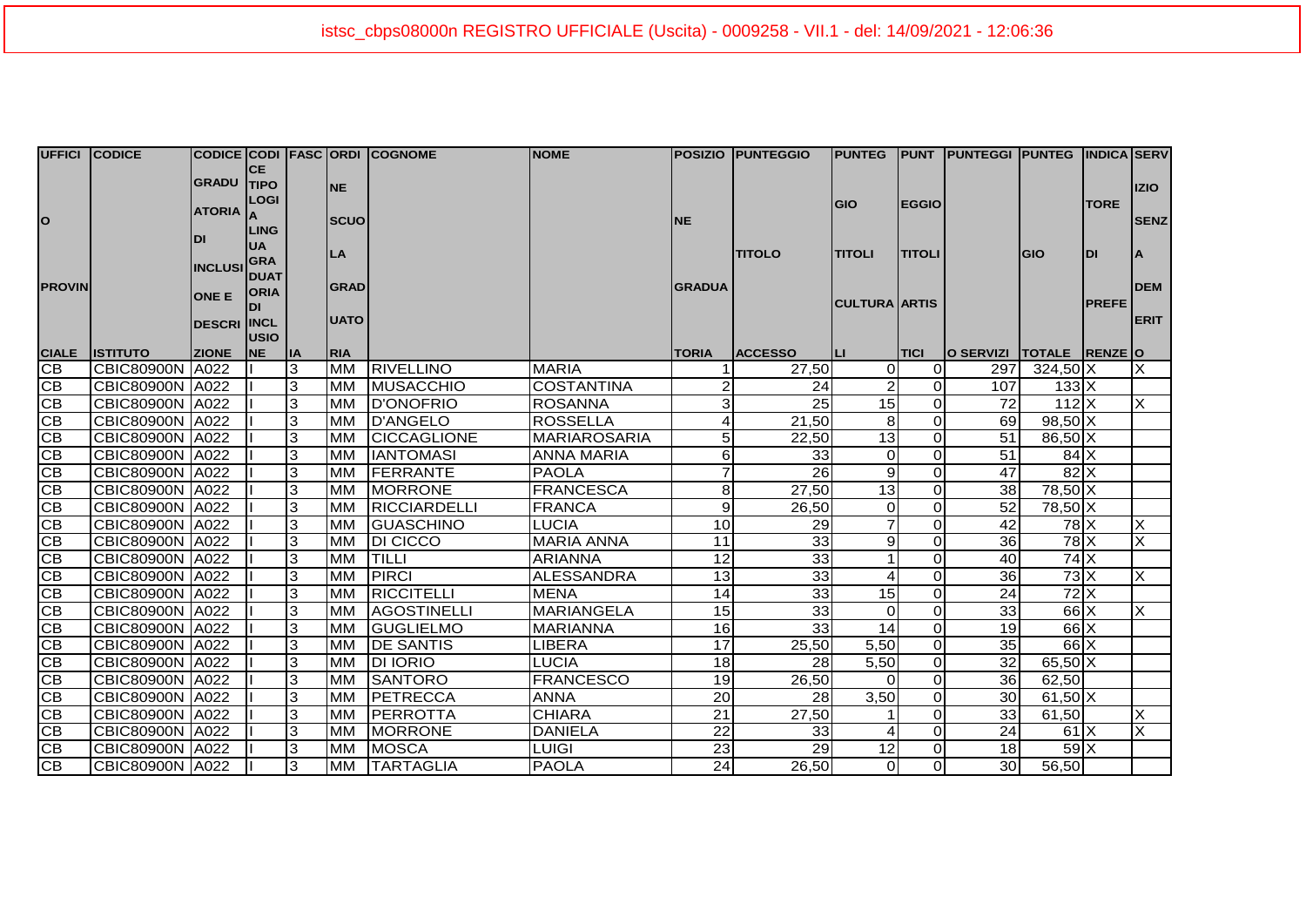istsc_cbps08000n REGISTRO UFFICIALE (Uscita) - 0009258 - VII.1 - del: 14/09/2021 - 12:06:36

| UFFICIO PROVINCIALE | CODICE ISTITUTO | CODICE GRADUATORIA DI INCLUSIONE E DESCRIZIONE | CODICE TIPOLOGIA LINGUA GRADUATORIA DI INCLUSIONE | FASCIA | ORDINE SCUOLA GRADUATORIA | COGNOME | NOME | POSIZIONE GRADUATORIA | PUNTEGGIO TITOLO ACCESSO | PUNTEGGIO TITOLI CULTURALI | PUNTEGGIO TITOLI ARTISTICI | PUNTEGGIO SERVIZI | PUNTEGGIO TOTALE | INDICATORE DI PREFERENZE | SERVIZIO SENZA DEMERITO |
|---|---|---|---|---|---|---|---|---|---|---|---|---|---|---|---|
| CB | CBIC80900N | A022 | I | 3 | MM | RIVELLINO | MARIA | 1 | 27,50 | 0 | 0 | 297 | 324,50 | X | X |
| CB | CBIC80900N | A022 | I | 3 | MM | MUSACCHIO | COSTANTINA | 2 | 24 | 2 | 0 | 107 | 133 | X | |
| CB | CBIC80900N | A022 | I | 3 | MM | D'ONOFRIO | ROSANNA | 3 | 25 | 15 | 0 | 72 | 112 | X | X |
| CB | CBIC80900N | A022 | I | 3 | MM | D'ANGELO | ROSSELLA | 4 | 21,50 | 8 | 0 | 69 | 98,50 | X | |
| CB | CBIC80900N | A022 | I | 3 | MM | CICCAGLIONE | MARIAROSARIA | 5 | 22,50 | 13 | 0 | 51 | 86,50 | X | |
| CB | CBIC80900N | A022 | I | 3 | MM | IANTOMASI | ANNA MARIA | 6 | 33 | 0 | 0 | 51 | 84 | X | |
| CB | CBIC80900N | A022 | I | 3 | MM | FERRANTE | PAOLA | 7 | 26 | 9 | 0 | 47 | 82 | X | |
| CB | CBIC80900N | A022 | I | 3 | MM | MORRONE | FRANCESCA | 8 | 27,50 | 13 | 0 | 38 | 78,50 | X | |
| CB | CBIC80900N | A022 | I | 3 | MM | RICCIARDELLI | FRANCA | 9 | 26,50 | 0 | 0 | 52 | 78,50 | X | |
| CB | CBIC80900N | A022 | I | 3 | MM | GUASCHINO | LUCIA | 10 | 29 | 7 | 0 | 42 | 78 | X | X |
| CB | CBIC80900N | A022 | I | 3 | MM | DI CICCO | MARIA ANNA | 11 | 33 | 9 | 0 | 36 | 78 | X | X |
| CB | CBIC80900N | A022 | I | 3 | MM | TILLI | ARIANNA | 12 | 33 | 1 | 0 | 40 | 74 | X | |
| CB | CBIC80900N | A022 | I | 3 | MM | PIRCI | ALESSANDRA | 13 | 33 | 4 | 0 | 36 | 73 | X | X |
| CB | CBIC80900N | A022 | I | 3 | MM | RICCITELLI | MENA | 14 | 33 | 15 | 0 | 24 | 72 | X | |
| CB | CBIC80900N | A022 | I | 3 | MM | AGOSTINELLI | MARIANGELA | 15 | 33 | 0 | 0 | 33 | 66 | X | X |
| CB | CBIC80900N | A022 | I | 3 | MM | GUGLIELMO | MARIANNA | 16 | 33 | 14 | 0 | 19 | 66 | X | |
| CB | CBIC80900N | A022 | I | 3 | MM | DE SANTIS | LIBERA | 17 | 25,50 | 5,50 | 0 | 35 | 66 | X | |
| CB | CBIC80900N | A022 | I | 3 | MM | DI IORIO | LUCIA | 18 | 28 | 5,50 | 0 | 32 | 65,50 | X | |
| CB | CBIC80900N | A022 | I | 3 | MM | SANTORO | FRANCESCO | 19 | 26,50 | 0 | 0 | 36 | 62,50 | | |
| CB | CBIC80900N | A022 | I | 3 | MM | PETRECCA | ANNA | 20 | 28 | 3,50 | 0 | 30 | 61,50 | X | |
| CB | CBIC80900N | A022 | I | 3 | MM | PERROTTA | CHIARA | 21 | 27,50 | 1 | 0 | 33 | 61,50 | | X |
| CB | CBIC80900N | A022 | I | 3 | MM | MORRONE | DANIELA | 22 | 33 | 4 | 0 | 24 | 61 | X | X |
| CB | CBIC80900N | A022 | I | 3 | MM | MOSCA | LUIGI | 23 | 29 | 12 | 0 | 18 | 59 | X | |
| CB | CBIC80900N | A022 | I | 3 | MM | TARTAGLIA | PAOLA | 24 | 26,50 | 0 | 0 | 30 | 56,50 | | |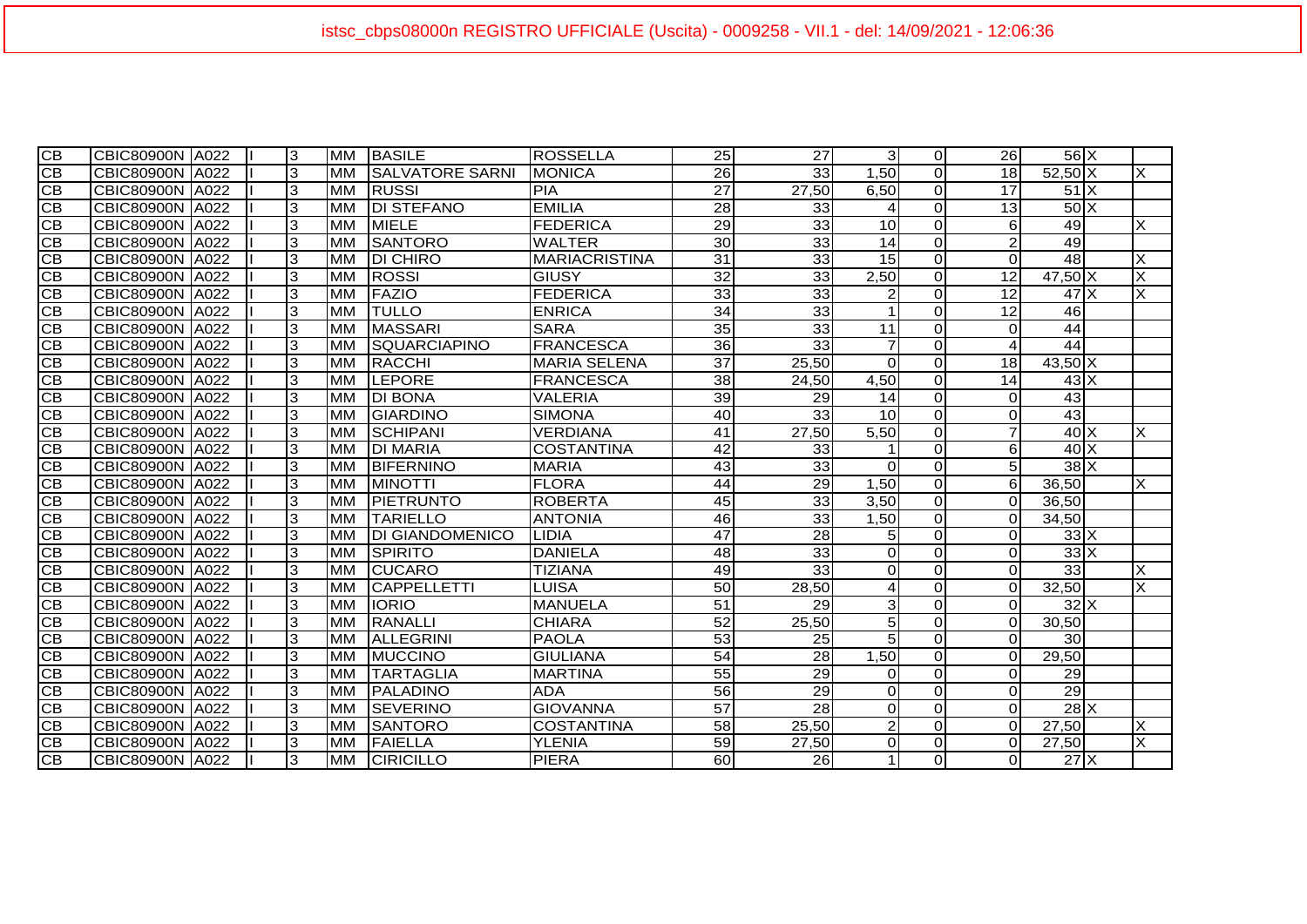istsc_cbps08000n REGISTRO UFFICIALE (Uscita) - 0009258 - VII.1 - del: 14/09/2021 - 12:06:36

| | | | | | | | | | | | | | | | |
|---|---|---|---|---|---|---|---|---|---|---|---|---|---|---|---|
| CB | CBIC80900N | A022 | I | 3 | MM | BASILE | ROSSELLA | 25 | 27 | 3 | 0 | 26 | 56 | X | |
| CB | CBIC80900N | A022 | I | 3 | MM | SALVATORE SARNI | MONICA | 26 | 33 | 1,50 | 0 | 18 | 52,50 | X | X |
| CB | CBIC80900N | A022 | I | 3 | MM | RUSSI | PIA | 27 | 27,50 | 6,50 | 0 | 17 | 51 | X | |
| CB | CBIC80900N | A022 | I | 3 | MM | DI STEFANO | EMILIA | 28 | 33 | 4 | 0 | 13 | 50 | X | |
| CB | CBIC80900N | A022 | I | 3 | MM | MIELE | FEDERICA | 29 | 33 | 10 | 0 | 6 | 49 | | X |
| CB | CBIC80900N | A022 | I | 3 | MM | SANTORO | WALTER | 30 | 33 | 14 | 0 | 2 | 49 | | |
| CB | CBIC80900N | A022 | I | 3 | MM | DI CHIRO | MARIACRISTINA | 31 | 33 | 15 | 0 | 0 | 48 | | X |
| CB | CBIC80900N | A022 | I | 3 | MM | ROSSI | GIUSY | 32 | 33 | 2,50 | 0 | 12 | 47,50 | X | X |
| CB | CBIC80900N | A022 | I | 3 | MM | FAZIO | FEDERICA | 33 | 33 | 2 | 0 | 12 | 47 | X | X |
| CB | CBIC80900N | A022 | I | 3 | MM | TULLO | ENRICA | 34 | 33 | 1 | 0 | 12 | 46 | | |
| CB | CBIC80900N | A022 | I | 3 | MM | MASSARI | SARA | 35 | 33 | 11 | 0 | 0 | 44 | | |
| CB | CBIC80900N | A022 | I | 3 | MM | SQUARCIAPINO | FRANCESCA | 36 | 33 | 7 | 0 | 4 | 44 | | |
| CB | CBIC80900N | A022 | I | 3 | MM | RACCHI | MARIA SELENA | 37 | 25,50 | 0 | 0 | 18 | 43,50 | X | |
| CB | CBIC80900N | A022 | I | 3 | MM | LEPORE | FRANCESCA | 38 | 24,50 | 4,50 | 0 | 14 | 43 | X | |
| CB | CBIC80900N | A022 | I | 3 | MM | DI BONA | VALERIA | 39 | 29 | 14 | 0 | 0 | 43 | | |
| CB | CBIC80900N | A022 | I | 3 | MM | GIARDINO | SIMONA | 40 | 33 | 10 | 0 | 0 | 43 | | |
| CB | CBIC80900N | A022 | I | 3 | MM | SCHIPANI | VERDIANA | 41 | 27,50 | 5,50 | 0 | 7 | 40 | X | X |
| CB | CBIC80900N | A022 | I | 3 | MM | DI MARIA | COSTANTINA | 42 | 33 | 1 | 0 | 6 | 40 | X | |
| CB | CBIC80900N | A022 | I | 3 | MM | BIFERNINO | MARIA | 43 | 33 | 0 | 0 | 5 | 38 | X | |
| CB | CBIC80900N | A022 | I | 3 | MM | MINOTTI | FLORA | 44 | 29 | 1,50 | 0 | 6 | 36,50 | | X |
| CB | CBIC80900N | A022 | I | 3 | MM | PIETRUNTO | ROBERTA | 45 | 33 | 3,50 | 0 | 0 | 36,50 | | |
| CB | CBIC80900N | A022 | I | 3 | MM | TARIELLO | ANTONIA | 46 | 33 | 1,50 | 0 | 0 | 34,50 | | |
| CB | CBIC80900N | A022 | I | 3 | MM | DI GIANDOMENICO | LIDIA | 47 | 28 | 5 | 0 | 0 | 33 | X | |
| CB | CBIC80900N | A022 | I | 3 | MM | SPIRITO | DANIELA | 48 | 33 | 0 | 0 | 0 | 33 | X | |
| CB | CBIC80900N | A022 | I | 3 | MM | CUCARO | TIZIANA | 49 | 33 | 0 | 0 | 0 | 33 | | X |
| CB | CBIC80900N | A022 | I | 3 | MM | CAPPELLETTI | LUISA | 50 | 28,50 | 4 | 0 | 0 | 32,50 | | X |
| CB | CBIC80900N | A022 | I | 3 | MM | IORIO | MANUELA | 51 | 29 | 3 | 0 | 0 | 32 | X | |
| CB | CBIC80900N | A022 | I | 3 | MM | RANALLI | CHIARA | 52 | 25,50 | 5 | 0 | 0 | 30,50 | | |
| CB | CBIC80900N | A022 | I | 3 | MM | ALLEGRINI | PAOLA | 53 | 25 | 5 | 0 | 0 | 30 | | |
| CB | CBIC80900N | A022 | I | 3 | MM | MUCCINO | GIULIANA | 54 | 28 | 1,50 | 0 | 0 | 29,50 | | |
| CB | CBIC80900N | A022 | I | 3 | MM | TARTAGLIA | MARTINA | 55 | 29 | 0 | 0 | 0 | 29 | | |
| CB | CBIC80900N | A022 | I | 3 | MM | PALADINO | ADA | 56 | 29 | 0 | 0 | 0 | 29 | | |
| CB | CBIC80900N | A022 | I | 3 | MM | SEVERINO | GIOVANNA | 57 | 28 | 0 | 0 | 0 | 28 | X | |
| CB | CBIC80900N | A022 | I | 3 | MM | SANTORO | COSTANTINA | 58 | 25,50 | 2 | 0 | 0 | 27,50 | | X |
| CB | CBIC80900N | A022 | I | 3 | MM | FAIELLA | YLENIA | 59 | 27,50 | 0 | 0 | 0 | 27,50 | | X |
| CB | CBIC80900N | A022 | I | 3 | MM | CIRICILLO | PIERA | 60 | 26 | 1 | 0 | 0 | 27 | X | |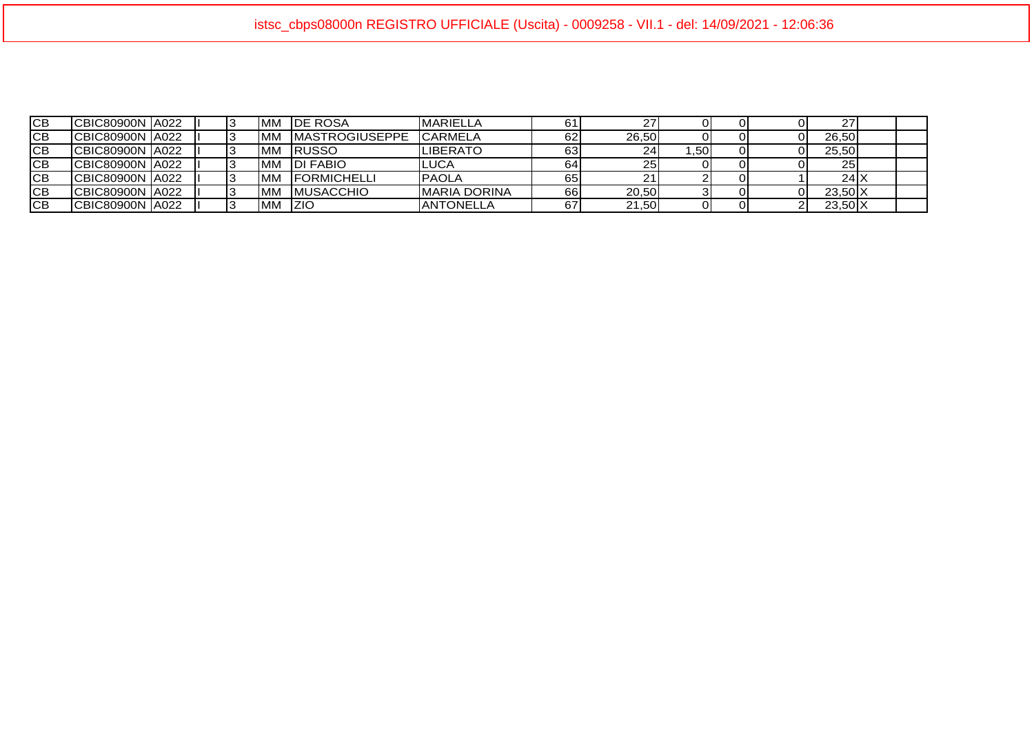| | | | | | | | | | | | | | | | |
|---|---|---|---|---|---|---|---|---|---|---|---|---|---|---|---|
| CB | CBIC80900N | A022 | I | 3 | MM | DE ROSA | MARIELLA | 61 | 27 | 0 | 0 | 0 | 27 | | |
| CB | CBIC80900N | A022 | I | 3 | MM | MASTROGIUSEPPE | CARMELA | 62 | 26,50 | 0 | 0 | 0 | 26,50 | | |
| CB | CBIC80900N | A022 | I | 3 | MM | RUSSO | LIBERATO | 63 | 24 | 1,50 | 0 | 0 | 25,50 | | |
| CB | CBIC80900N | A022 | I | 3 | MM | DI FABIO | LUCA | 64 | 25 | 0 | 0 | 0 | 25 | | |
| CB | CBIC80900N | A022 | I | 3 | MM | FORMICHELLI | PAOLA | 65 | 21 | 2 | 0 | 1 | 24 | X | |
| CB | CBIC80900N | A022 | I | 3 | MM | MUSACCHIO | MARIA DORINA | 66 | 20,50 | 3 | 0 | 0 | 23,50 | X | |
| CB | CBIC80900N | A022 | I | 3 | MM | ZIO | ANTONELLA | 67 | 21,50 | 0 | 0 | 2 | 23,50 | X | |